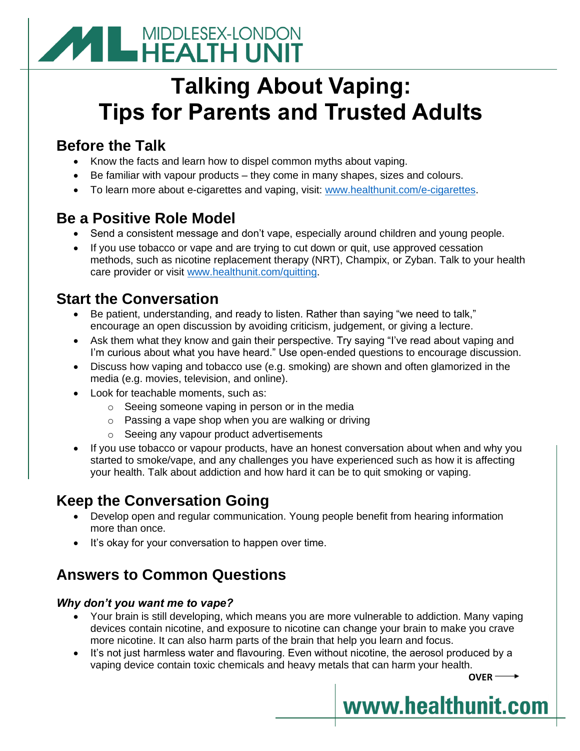MIDDLESEX-LONDON HEALTH UNIT

# Talking About Vaping: Tips for Parents and Trusted Adults

## Before the Talk

- Know the facts and learn how to dispel common myths about vaping.
- Be familiar with vapour products – they come in many shapes, sizes and colours.
- To learn more about e-cigarettes and vaping, visit: www.healthunit.com/e-cigarettes.

## Be a Positive Role Model

- Send a consistent message and don't vape, especially around children and young people.
- If you use tobacco or vape and are trying to cut down or quit, use approved cessation methods, such as nicotine replacement therapy (NRT), Champix, or Zyban. Talk to your health care provider or visit www.healthunit.com/quitting.

## Start the Conversation

- Be patient, understanding, and ready to listen. Rather than saying "we need to talk," encourage an open discussion by avoiding criticism, judgement, or giving a lecture.
- Ask them what they know and gain their perspective. Try saying "I've read about vaping and I'm curious about what you have heard." Use open-ended questions to encourage discussion.
- Discuss how vaping and tobacco use (e.g. smoking) are shown and often glamorized in the media (e.g. movies, television, and online).
- Look for teachable moments, such as:
    - Seeing someone vaping in person or in the media
    - Passing a vape shop when you are walking or driving
    - Seeing any vapour product advertisements
- If you use tobacco or vapour products, have an honest conversation about when and why you started to smoke/vape, and any challenges you have experienced such as how it is affecting your health. Talk about addiction and how hard it can be to quit smoking or vaping.

## Keep the Conversation Going

- Develop open and regular communication. Young people benefit from hearing information more than once.
- It's okay for your conversation to happen over time.

## Answers to Common Questions

### *Why don't you want me to vape?*

- Your brain is still developing, which means you are more vulnerable to addiction. Many vaping devices contain nicotine, and exposure to nicotine can change your brain to make you crave more nicotine. It can also harm parts of the brain that help you learn and focus.
- It's not just harmless water and flavouring. Even without nicotine, the aerosol produced by a vaping device contain toxic chemicals and heavy metals that can harm your health.

**OVER** →

www.healthunit.com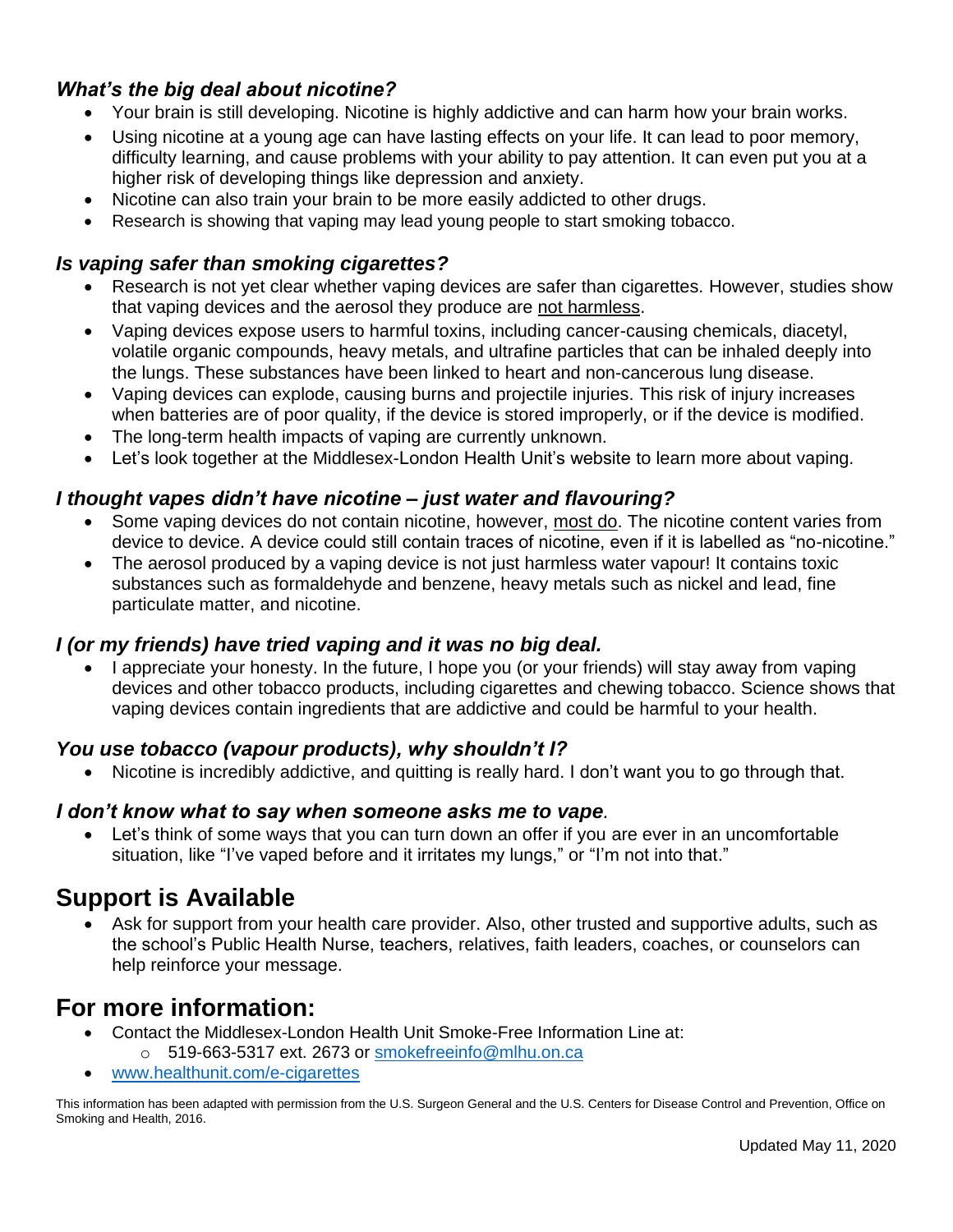### *What's the big deal about nicotine?*

- Your brain is still developing. Nicotine is highly addictive and can harm how your brain works.
- Using nicotine at a young age can have lasting effects on your life. It can lead to poor memory, difficulty learning, and cause problems with your ability to pay attention. It can even put you at a higher risk of developing things like depression and anxiety.
- Nicotine can also train your brain to be more easily addicted to other drugs.
- Research is showing that vaping may lead young people to start smoking tobacco.

### *Is vaping safer than smoking cigarettes?*

- Research is not yet clear whether vaping devices are safer than cigarettes. However, studies show that vaping devices and the aerosol they produce are not harmless.
- Vaping devices expose users to harmful toxins, including cancer-causing chemicals, diacetyl, volatile organic compounds, heavy metals, and ultrafine particles that can be inhaled deeply into the lungs. These substances have been linked to heart and non-cancerous lung disease.
- Vaping devices can explode, causing burns and projectile injuries. This risk of injury increases when batteries are of poor quality, if the device is stored improperly, or if the device is modified.
- The long-term health impacts of vaping are currently unknown.
- Let's look together at the Middlesex-London Health Unit's website to learn more about vaping.

### *I thought vapes didn't have nicotine – just water and flavouring?*

- Some vaping devices do not contain nicotine, however, most do. The nicotine content varies from device to device. A device could still contain traces of nicotine, even if it is labelled as "no-nicotine."
- The aerosol produced by a vaping device is not just harmless water vapour! It contains toxic substances such as formaldehyde and benzene, heavy metals such as nickel and lead, fine particulate matter, and nicotine.

### *I (or my friends) have tried vaping and it was no big deal.*

- I appreciate your honesty. In the future, I hope you (or your friends) will stay away from vaping devices and other tobacco products, including cigarettes and chewing tobacco. Science shows that vaping devices contain ingredients that are addictive and could be harmful to your health.

### *You use tobacco (vapour products), why shouldn't I?*

- Nicotine is incredibly addictive, and quitting is really hard. I don't want you to go through that.

### *I don't know what to say when someone asks me to vape.*

- Let's think of some ways that you can turn down an offer if you are ever in an uncomfortable situation, like "I've vaped before and it irritates my lungs," or "I'm not into that."

## Support is Available

- Ask for support from your health care provider. Also, other trusted and supportive adults, such as the school's Public Health Nurse, teachers, relatives, faith leaders, coaches, or counselors can help reinforce your message.

## For more information:

- Contact the Middlesex-London Health Unit Smoke-Free Information Line at:
  - 519-663-5317 ext. 2673 or smokefreeinfo@mlhu.on.ca
- www.healthunit.com/e-cigarettes

This information has been adapted with permission from the U.S. Surgeon General and the U.S. Centers for Disease Control and Prevention, Office on Smoking and Health, 2016.

Updated May 11, 2020